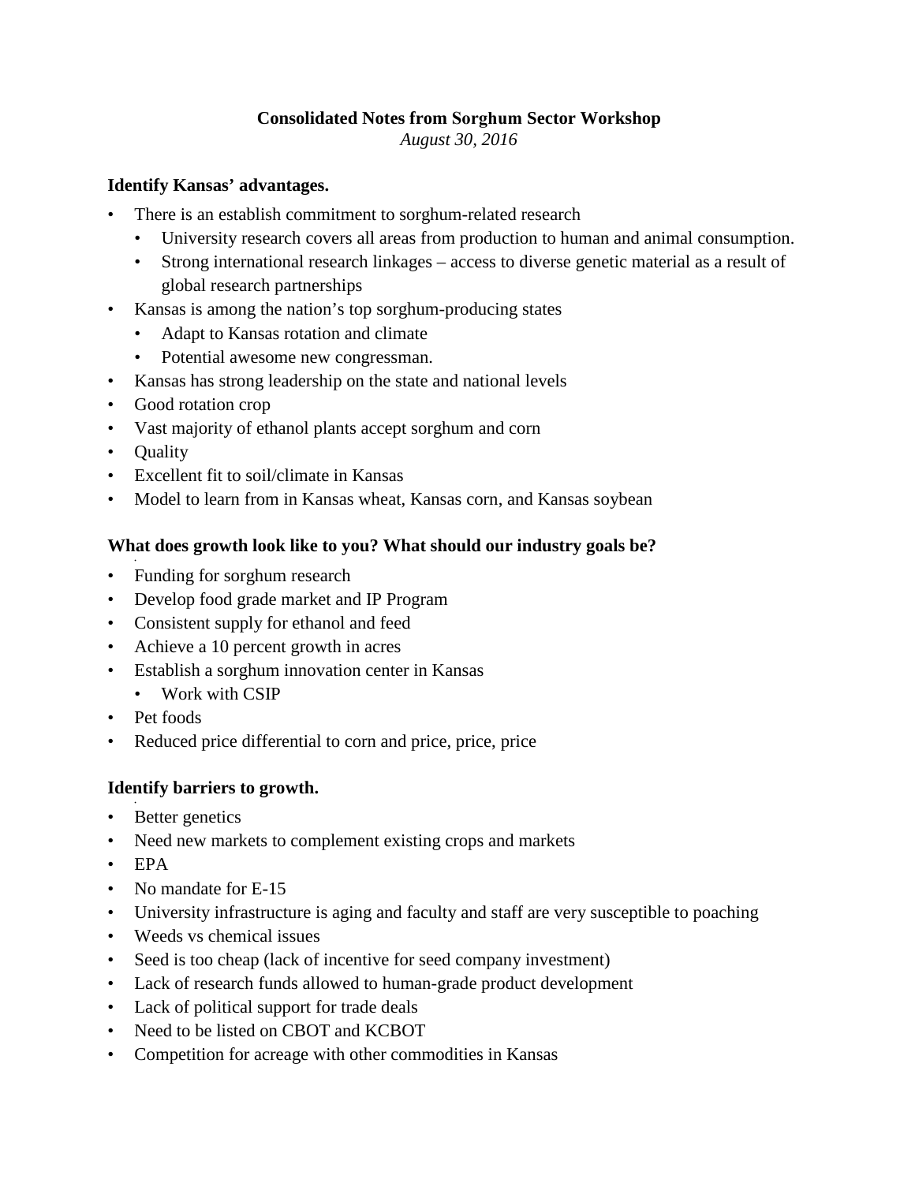**Consolidated Notes from Sorghum Sector Workshop**

*August 30, 2016*

**Identify Kansas' advantages.**

- There is an establish commitment to sorghum-related research
  - University research covers all areas from production to human and animal consumption.
  - Strong international research linkages – access to diverse genetic material as a result of global research partnerships
- Kansas is among the nation's top sorghum-producing states
  - Adapt to Kansas rotation and climate
  - Potential awesome new congressman.
- Kansas has strong leadership on the state and national levels
- Good rotation crop
- Vast majority of ethanol plants accept sorghum and corn
- Quality
- Excellent fit to soil/climate in Kansas
- Model to learn from in Kansas wheat, Kansas corn, and Kansas soybean

**What does growth look like to you? What should our industry goals be?**

- Funding for sorghum research
- Develop food grade market and IP Program
- Consistent supply for ethanol and feed
- Achieve a 10 percent growth in acres
- Establish a sorghum innovation center in Kansas
  - Work with CSIP
- Pet foods
- Reduced price differential to corn and price, price, price

**Identify barriers to growth.**

- Better genetics
- Need new markets to complement existing crops and markets
- EPA
- No mandate for E-15
- University infrastructure is aging and faculty and staff are very susceptible to poaching
- Weeds vs chemical issues
- Seed is too cheap (lack of incentive for seed company investment)
- Lack of research funds allowed to human-grade product development
- Lack of political support for trade deals
- Need to be listed on CBOT and KCBOT
- Competition for acreage with other commodities in Kansas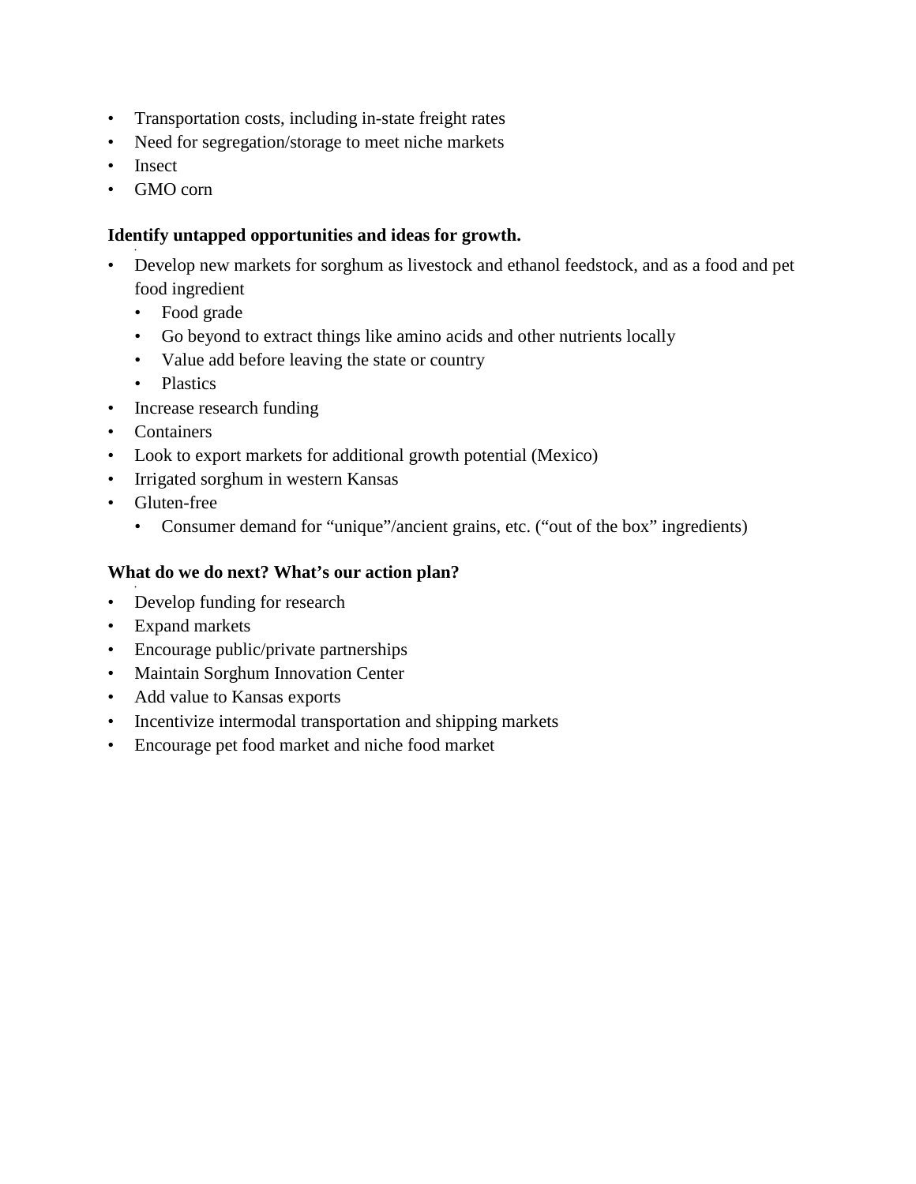- Transportation costs, including in-state freight rates
- Need for segregation/storage to meet niche markets
- Insect
- GMO corn

**Identify untapped opportunities and ideas for growth.**

- Develop new markets for sorghum as livestock and ethanol feedstock, and as a food and pet food ingredient
  - Food grade
  - Go beyond to extract things like amino acids and other nutrients locally
  - Value add before leaving the state or country
  - Plastics
- Increase research funding
- Containers
- Look to export markets for additional growth potential (Mexico)
- Irrigated sorghum in western Kansas
- Gluten-free
  - Consumer demand for "unique"/ancient grains, etc. ("out of the box" ingredients)

**What do we do next? What's our action plan?**

- Develop funding for research
- Expand markets
- Encourage public/private partnerships
- Maintain Sorghum Innovation Center
- Add value to Kansas exports
- Incentivize intermodal transportation and shipping markets
- Encourage pet food market and niche food market